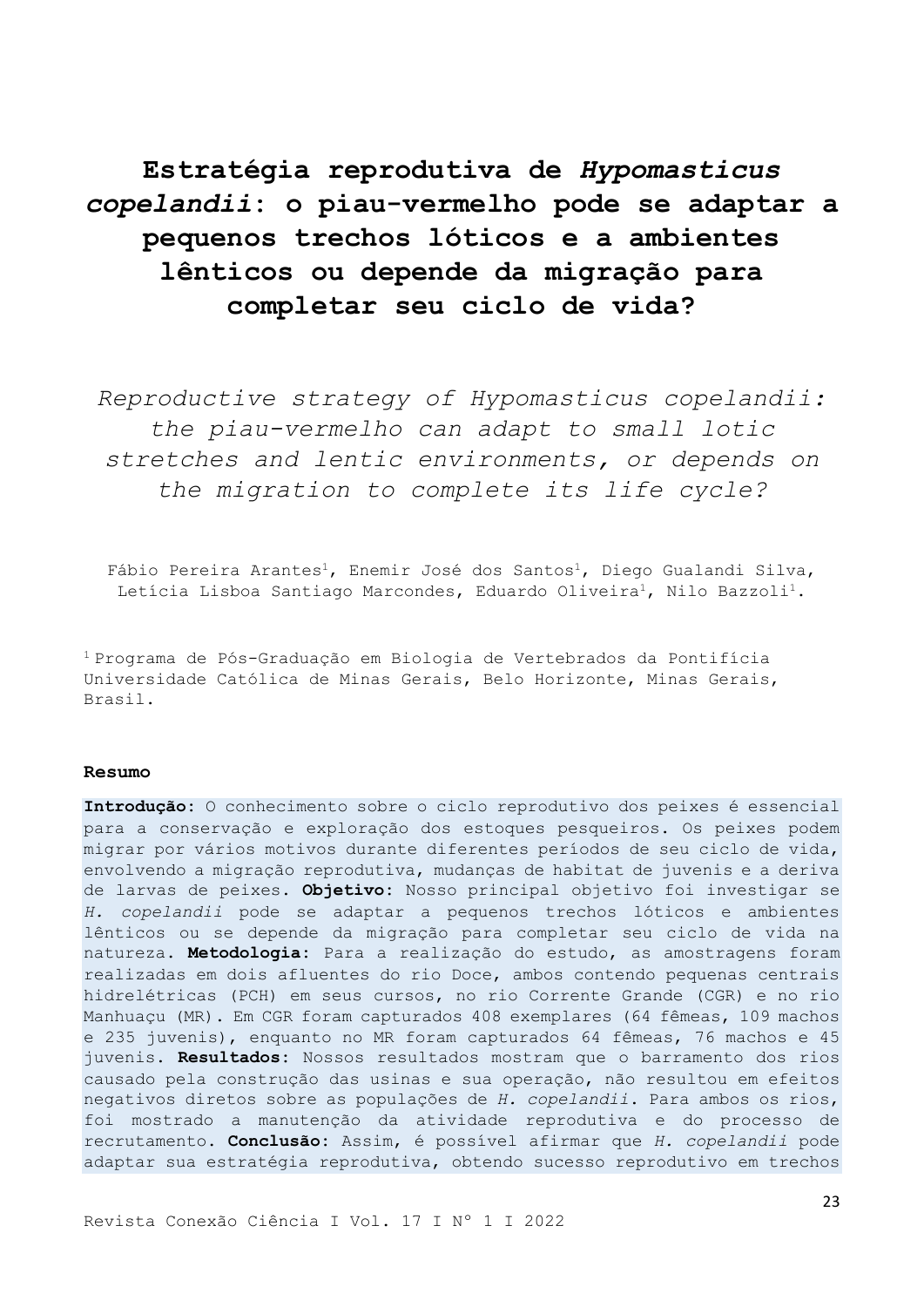# Estratégia reprodutiva de *Hypomasticus copelandii*: o piau-vermelho pode se adaptar a pequenos trechos lóticos e a ambientes lênticos ou depende da migração para completar seu ciclo de vida?

*Reproductive strategy of Hypomasticus copelandii: the piau-vermelho can adapt to small lotic stretches and lentic environments, or depends on the migration to complete its life cycle?*

Fábio Pereira Arantes[1], Enemir José dos Santos[1], Diego Gualandi Silva, Letícia Lisboa Santiago Marcondes, Eduardo Oliveira[1], Nilo Bazzoli[1].

[1] Programa de Pós-Graduação em Biologia de Vertebrados da Pontifícia Universidade Católica de Minas Gerais, Belo Horizonte, Minas Gerais, Brasil.

### Resumo

**Introdução:** O conhecimento sobre o ciclo reprodutivo dos peixes é essencial para a conservação e exploração dos estoques pesqueiros. Os peixes podem migrar por vários motivos durante diferentes períodos de seu ciclo de vida, envolvendo a migração reprodutiva, mudanças de habitat de juvenis e a deriva de larvas de peixes. **Objetivo:** Nosso principal objetivo foi investigar se *H. copelandii* pode se adaptar a pequenos trechos lóticos e ambientes lênticos ou se depende da migração para completar seu ciclo de vida na natureza. **Metodologia:** Para a realização do estudo, as amostragens foram realizadas em dois afluentes do rio Doce, ambos contendo pequenas centrais hidrelétricas (PCH) em seus cursos, no rio Corrente Grande (CGR) e no rio Manhuaçu (MR). Em CGR foram capturados 408 exemplares (64 fêmeas, 109 machos e 235 juvenis), enquanto no MR foram capturados 64 fêmeas, 76 machos e 45 juvenis. **Resultados:** Nossos resultados mostram que o barramento dos rios causado pela construção das usinas e sua operação, não resultou em efeitos negativos diretos sobre as populações de *H. copelandii*. Para ambos os rios, foi mostrado a manutenção da atividade reprodutiva e do processo de recrutamento. **Conclusão:** Assim, é possível afirmar que *H. copelandii* pode adaptar sua estratégia reprodutiva, obtendo sucesso reprodutivo em trechos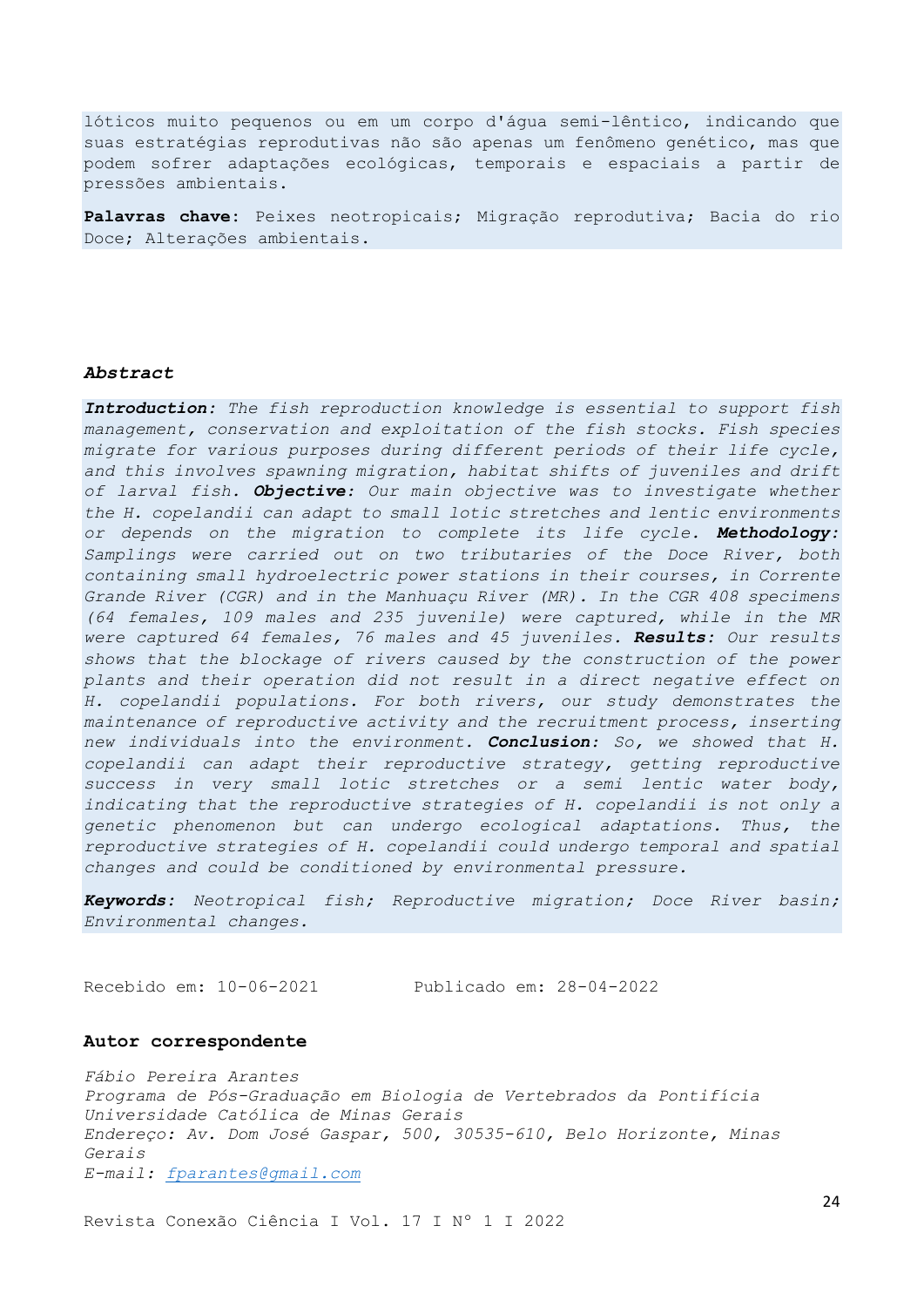lóticos muito pequenos ou em um corpo d'água semi-lêntico, indicando que suas estratégias reprodutivas não são apenas um fenômeno genético, mas que podem sofrer adaptações ecológicas, temporais e espaciais a partir de pressões ambientais.

**Palavras chave**: Peixes neotropicais; Migração reprodutiva; Bacia do rio Doce; Alterações ambientais.

### *Abstract*

***Introduction:*** *The fish reproduction knowledge is essential to support fish management, conservation and exploitation of the fish stocks. Fish species migrate for various purposes during different periods of their life cycle, and this involves spawning migration, habitat shifts of juveniles and drift of larval fish.* ***Objective:*** *Our main objective was to investigate whether the H. copelandii can adapt to small lotic stretches and lentic environments or depends on the migration to complete its life cycle.* ***Methodology:*** *Samplings were carried out on two tributaries of the Doce River, both containing small hydroelectric power stations in their courses, in Corrente Grande River (CGR) and in the Manhuaçu River (MR). In the CGR 408 specimens (64 females, 109 males and 235 juvenile) were captured, while in the MR were captured 64 females, 76 males and 45 juveniles.* ***Results:*** *Our results shows that the blockage of rivers caused by the construction of the power plants and their operation did not result in a direct negative effect on H. copelandii populations. For both rivers, our study demonstrates the maintenance of reproductive activity and the recruitment process, inserting new individuals into the environment.* ***Conclusion:*** *So, we showed that H. copelandii can adapt their reproductive strategy, getting reproductive success in very small lotic stretches or a semi lentic water body, indicating that the reproductive strategies of H. copelandii is not only a genetic phenomenon but can undergo ecological adaptations. Thus, the reproductive strategies of H. copelandii could undergo temporal and spatial changes and could be conditioned by environmental pressure.*

***Keywords:*** *Neotropical fish; Reproductive migration; Doce River basin; Environmental changes.*

Recebido em: 10-06-2021 Publicado em: 28-04-2022

#### Autor correspondente

*Fábio Pereira Arantes*
*Programa de Pós-Graduação em Biologia de Vertebrados da Pontifícia Universidade Católica de Minas Gerais*
*Endereço: Av. Dom José Gaspar, 500, 30535-610, Belo Horizonte, Minas Gerais*
*E-mail: fparantes@gmail.com*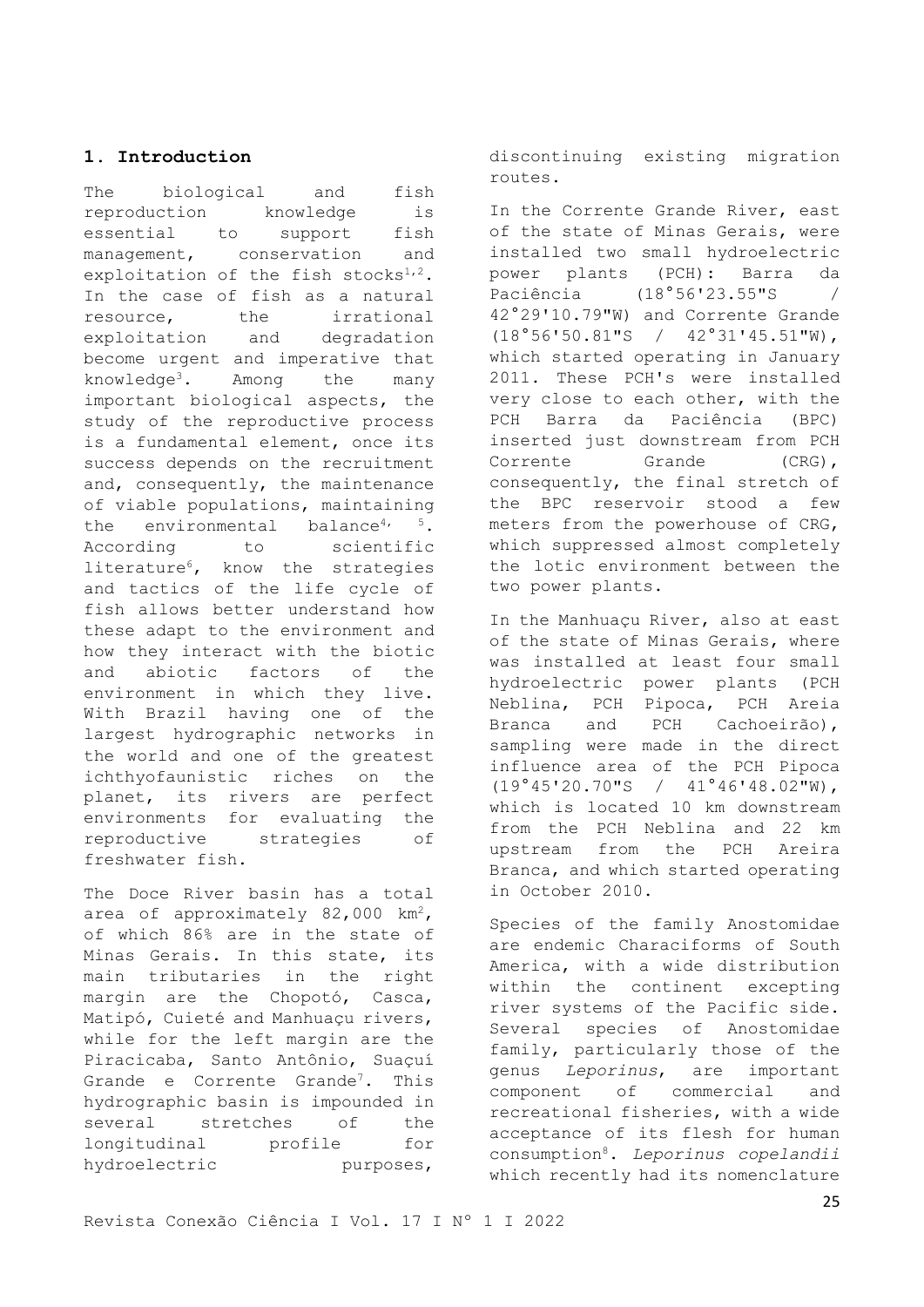## 1. Introduction

The biological and fish reproduction knowledge is essential to support fish management, conservation and exploitation of the fish stocks[1,2]. In the case of fish as a natural resource, the irrational exploitation and degradation become urgent and imperative that knowledge[3]. Among the many important biological aspects, the study of the reproductive process is a fundamental element, once its success depends on the recruitment and, consequently, the maintenance of viable populations, maintaining the environmental balance[4, 5]. According to scientific literature[6], know the strategies and tactics of the life cycle of fish allows better understand how these adapt to the environment and how they interact with the biotic and abiotic factors of the environment in which they live. With Brazil having one of the largest hydrographic networks in the world and one of the greatest ichthyofaunistic riches on the planet, its rivers are perfect environments for evaluating the reproductive strategies of freshwater fish.

The Doce River basin has a total area of approximately 82,000 km², of which 86% are in the state of Minas Gerais. In this state, its main tributaries in the right margin are the Chopotó, Casca, Matipó, Cuieté and Manhuaçu rivers, while for the left margin are the Piracicaba, Santo Antônio, Suaçuí Grande e Corrente Grande[7]. This hydrographic basin is impounded in several stretches of the longitudinal profile for hydroelectric purposes, discontinuing existing migration routes.

In the Corrente Grande River, east of the state of Minas Gerais, were installed two small hydroelectric power plants (PCH): Barra da Paciência (18°56'23.55"S / 42°29'10.79"W) and Corrente Grande (18°56'50.81"S / 42°31'45.51"W), which started operating in January 2011. These PCH's were installed very close to each other, with the PCH Barra da Paciência (BPC) inserted just downstream from PCH Corrente Grande (CRG), consequently, the final stretch of the BPC reservoir stood a few meters from the powerhouse of CRG, which suppressed almost completely the lotic environment between the two power plants.

In the Manhuaçu River, also at east of the state of Minas Gerais, where was installed at least four small hydroelectric power plants (PCH Neblina, PCH Pipoca, PCH Areia Branca and PCH Cachoeirão), sampling were made in the direct influence area of the PCH Pipoca (19°45'20.70"S / 41°46'48.02"W), which is located 10 km downstream from the PCH Neblina and 22 km upstream from the PCH Areira Branca, and which started operating in October 2010.

Species of the family Anostomidae are endemic Characiforms of South America, with a wide distribution within the continent excepting river systems of the Pacific side. Several species of Anostomidae family, particularly those of the genus *Leporinus*, are important component of commercial and recreational fisheries, with a wide acceptance of its flesh for human consumption[8]. *Leporinus copelandii* which recently had its nomenclature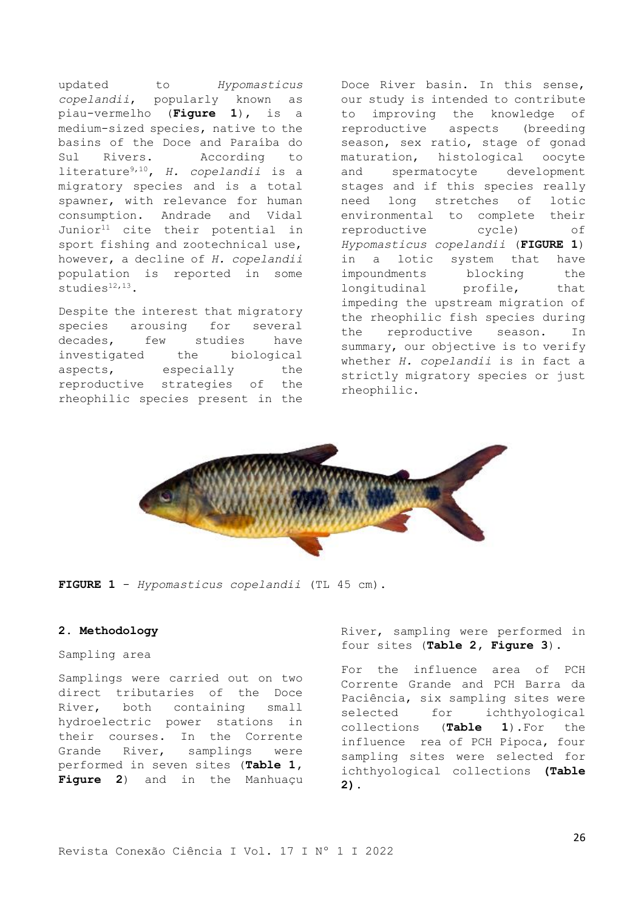updated to *Hypomasticus copelandii*, popularly known as piau-vermelho (**Figure 1**), is a medium-sized species, native to the basins of the Doce and Paraíba do Sul Rivers. According to literature[9,10], *H. copelandii* is a migratory species and is a total spawner, with relevance for human consumption. Andrade and Vidal Junior[11] cite their potential in sport fishing and zootechnical use, however, a decline of *H. copelandii* population is reported in some studies[12,13].

Despite the interest that migratory species arousing for several decades, few studies have investigated the biological aspects, especially the reproductive strategies of the rheophilic species present in the Doce River basin. In this sense, our study is intended to contribute to improving the knowledge of reproductive aspects (breeding season, sex ratio, stage of gonad maturation, histological oocyte and spermatocyte development stages and if this species really need long stretches of lotic environmental to complete their reproductive cycle) of *Hypomasticus copelandii* (**FIGURE 1**) in a lotic system that have impoundments blocking the longitudinal profile, that impeding the upstream migration of the rheophilic fish species during the reproductive season. In summary, our objective is to verify whether *H. copelandii* is in fact a strictly migratory species or just rheophilic.

**FIGURE 1** - *Hypomasticus copelandii* (TL 45 cm).

## 2. Methodology

Sampling area

Samplings were carried out on two direct tributaries of the Doce River, both containing small hydroelectric power stations in their courses. In the Corrente Grande River, samplings were performed in seven sites (**Table 1**, **Figure 2**) and in the Manhuaçu River, sampling were performed in four sites (**Table 2**, **Figure 3**).

For the influence area of PCH Corrente Grande and PCH Barra da Paciência, six sampling sites were selected for ichthyological collections (**Table 1**).For the influence rea of PCH Pipoca, four sampling sites were selected for ichthyological collections **(Table 2)**.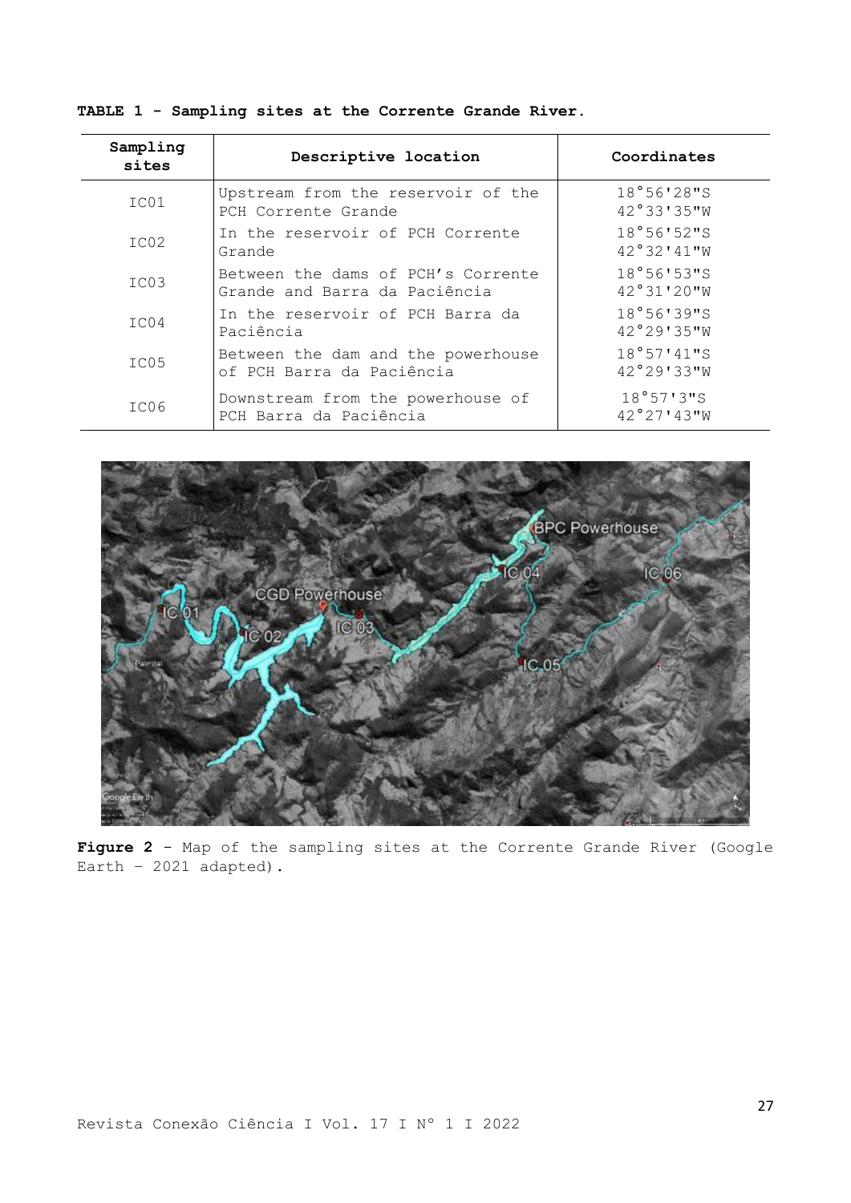**TABLE 1 - Sampling sites at the Corrente Grande River.**

| Sampling sites | Descriptive location | Coordinates |
|---|---|---|
| IC01 | Upstream from the reservoir of the PCH Corrente Grande | 18°56'28"S 42°33'35"W |
| IC02 | In the reservoir of PCH Corrente Grande | 18°56'52"S 42°32'41"W |
| IC03 | Between the dams of PCH's Corrente Grande and Barra da Paciência | 18°56'53"S 42°31'20"W |
| IC04 | In the reservoir of PCH Barra da Paciência | 18°56'39"S 42°29'35"W |
| IC05 | Between the dam and the powerhouse of PCH Barra da Paciência | 18°57'41"S 42°29'33"W |
| IC06 | Downstream from the powerhouse of PCH Barra da Paciência | 18°57'3"S 42°27'43"W |

**Figure 2** - Map of the sampling sites at the Corrente Grande River (Google Earth – 2021 adapted).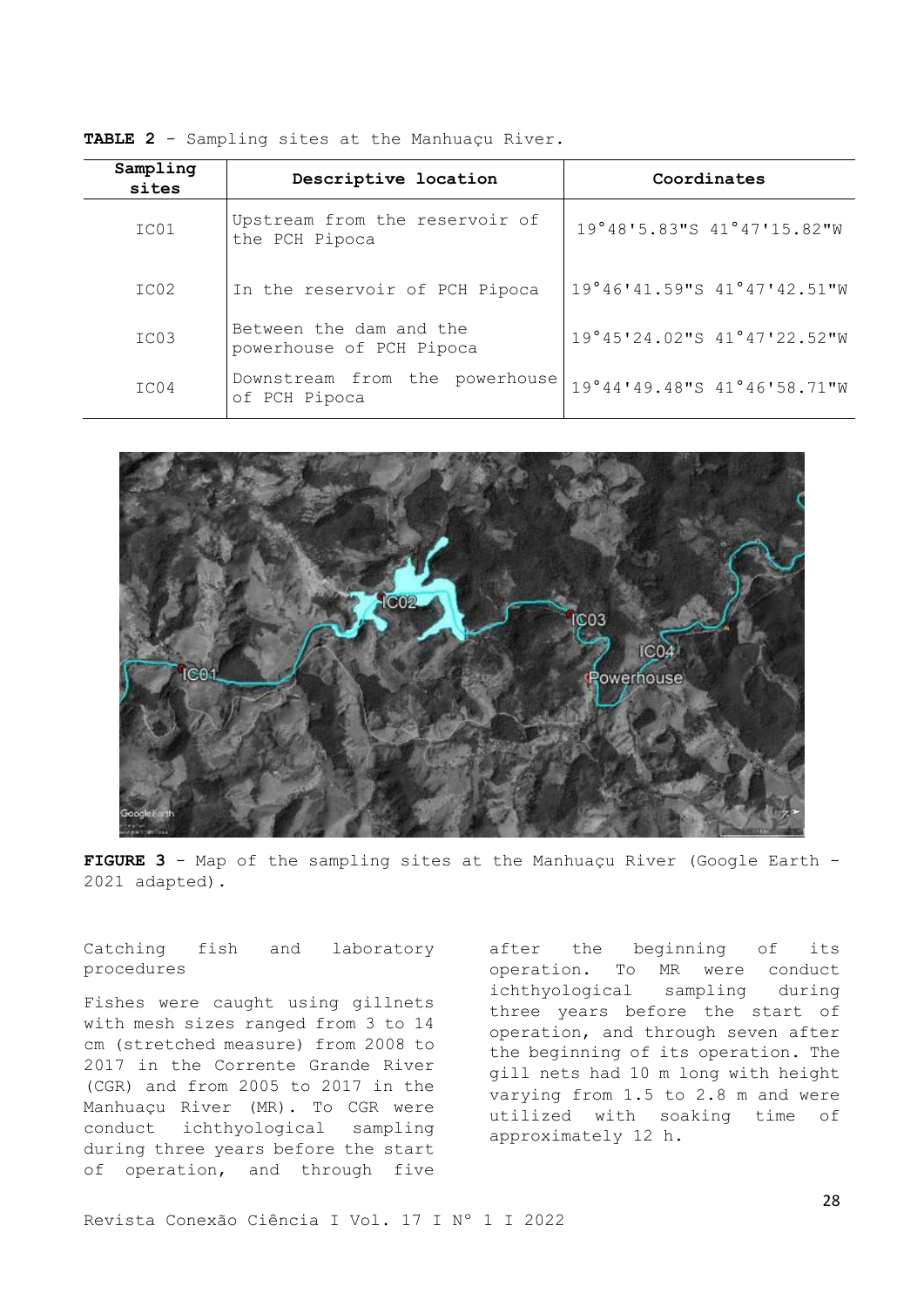**TABLE 2** - Sampling sites at the Manhuaçu River.

| Sampling sites | Descriptive location | Coordinates |
|---|---|---|
| IC01 | Upstream from the reservoir of the PCH Pipoca | 19°48'5.83"S 41°47'15.82"W |
| IC02 | In the reservoir of PCH Pipoca | 19°46'41.59"S 41°47'42.51"W |
| IC03 | Between the dam and the powerhouse of PCH Pipoca | 19°45'24.02"S 41°47'22.52"W |
| IC04 | Downstream from the powerhouse of PCH Pipoca | 19°44'49.48"S 41°46'58.71"W |

**FIGURE 3** - Map of the sampling sites at the Manhuaçu River (Google Earth - 2021 adapted).

Catching fish and laboratory procedures

Fishes were caught using gillnets with mesh sizes ranged from 3 to 14 cm (stretched measure) from 2008 to 2017 in the Corrente Grande River (CGR) and from 2005 to 2017 in the Manhuaçu River (MR). To CGR were conduct ichthyological sampling during three years before the start of operation, and through five after the beginning of its operation. To MR were conduct ichthyological sampling during three years before the start of operation, and through seven after the beginning of its operation. The gill nets had 10 m long with height varying from 1.5 to 2.8 m and were utilized with soaking time of approximately 12 h.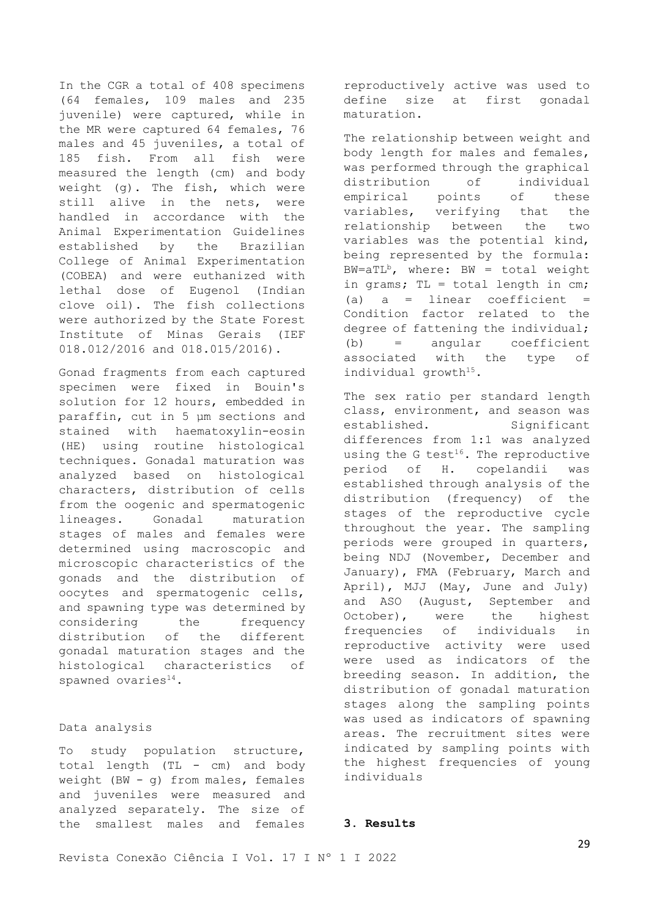In the CGR a total of 408 specimens (64 females, 109 males and 235 juvenile) were captured, while in the MR were captured 64 females, 76 males and 45 juveniles, a total of 185 fish. From all fish were measured the length (cm) and body weight (g). The fish, which were still alive in the nets, were handled in accordance with the Animal Experimentation Guidelines established by the Brazilian College of Animal Experimentation (COBEA) and were euthanized with lethal dose of Eugenol (Indian clove oil). The fish collections were authorized by the State Forest Institute of Minas Gerais (IEF 018.012/2016 and 018.015/2016).

Gonad fragments from each captured specimen were fixed in Bouin's solution for 12 hours, embedded in paraffin, cut in 5 µm sections and stained with haematoxylin-eosin (HE) using routine histological techniques. Gonadal maturation was analyzed based on histological characters, distribution of cells from the oogenic and spermatogenic lineages. Gonadal maturation stages of males and females were determined using macroscopic and microscopic characteristics of the gonads and the distribution of oocytes and spermatogenic cells, and spawning type was determined by considering the frequency distribution of the different gonadal maturation stages and the histological characteristics of spawned ovaries[14].

Data analysis

To study population structure, total length (TL - cm) and body weight (BW - g) from males, females and juveniles were measured and analyzed separately. The size of the smallest males and females reproductively active was used to define size at first gonadal maturation.

The relationship between weight and body length for males and females, was performed through the graphical distribution of individual empirical points of these variables, verifying that the relationship between the two variables was the potential kind, being represented by the formula: $BW=aTL^b$, where: BW = total weight in grams; TL = total length in cm; (a) a = linear coefficient = Condition factor related to the degree of fattening the individual; (b) = angular coefficient associated with the type of individual growth[15].

The sex ratio per standard length class, environment, and season was established. Significant differences from 1:1 was analyzed using the G test[16]. The reproductive period of H. copelandii was established through analysis of the distribution (frequency) of the stages of the reproductive cycle throughout the year. The sampling periods were grouped in quarters, being NDJ (November, December and January), FMA (February, March and April), MJJ (May, June and July) and ASO (August, September and October), were the highest frequencies of individuals in reproductive activity were used were used as indicators of the breeding season. In addition, the distribution of gonadal maturation stages along the sampling points was used as indicators of spawning areas. The recruitment sites were indicated by sampling points with the highest frequencies of young individuals

## 3. Results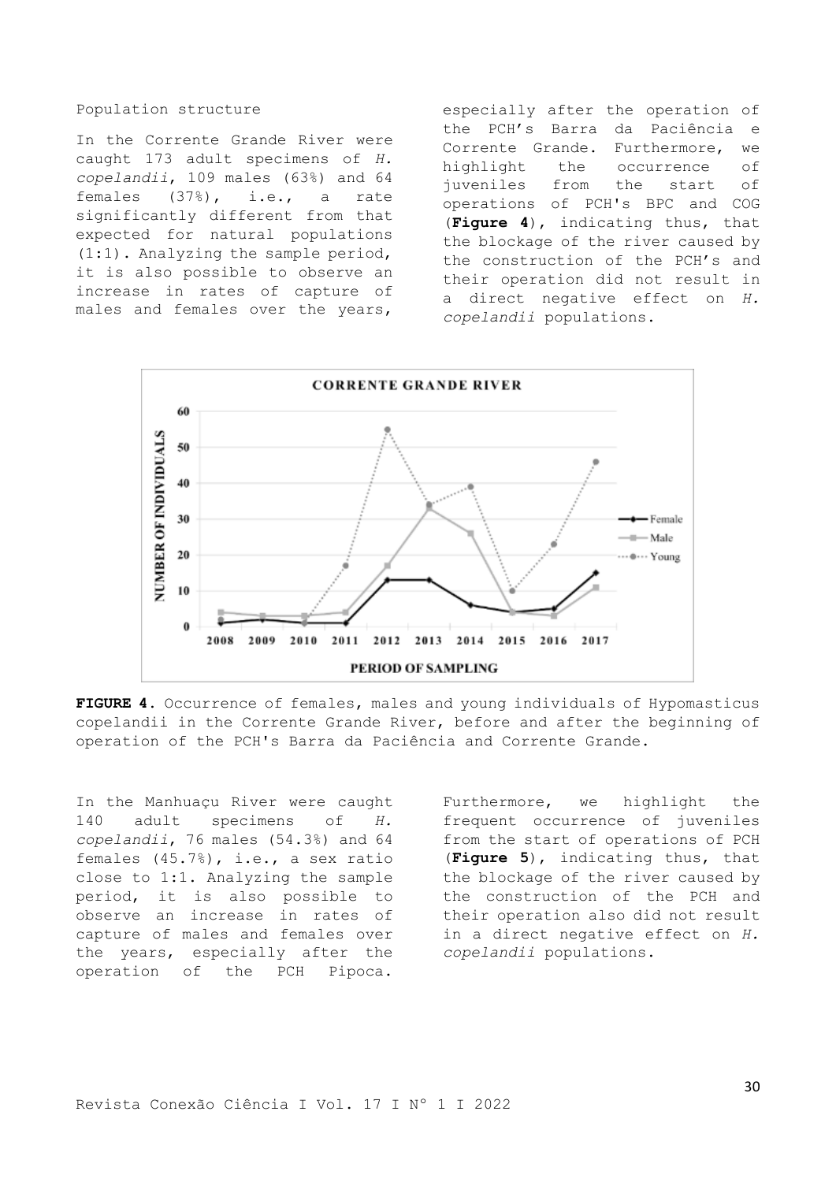Population structure

In the Corrente Grande River were caught 173 adult specimens of *H. copelandii*, 109 males (63%) and 64 females (37%), i.e., a rate significantly different from that expected for natural populations (1:1). Analyzing the sample period, it is also possible to observe an increase in rates of capture of males and females over the years, especially after the operation of the PCH's Barra da Paciência e Corrente Grande. Furthermore, we highlight the occurrence of juveniles from the start of operations of PCH's BPC and COG (**Figure 4**), indicating thus, that the blockage of the river caused by the construction of the PCH's and their operation did not result in a direct negative effect on *H. copelandii* populations.

CORRENTE GRANDE RIVER

NUMBER OF INDIVIDUALS

0
10
20
30
40
50
60

2008 2009 2010 2011 2012 2013 2014 2015 2016 2017

PERIOD OF SAMPLING

Female
Male
Young

**FIGURE 4**. Occurrence of females, males and young individuals of Hypomasticus copelandii in the Corrente Grande River, before and after the beginning of operation of the PCH's Barra da Paciência and Corrente Grande.

In the Manhuaçu River were caught 140 adult specimens of *H. copelandii*, 76 males (54.3%) and 64 females (45.7%), i.e., a sex ratio close to 1:1. Analyzing the sample period, it is also possible to observe an increase in rates of capture of males and females over the years, especially after the operation of the PCH Pipoca. Furthermore, we highlight the frequent occurrence of juveniles from the start of operations of PCH (**Figure 5**), indicating thus, that the blockage of the river caused by the construction of the PCH and their operation also did not result in a direct negative effect on *H. copelandii* populations.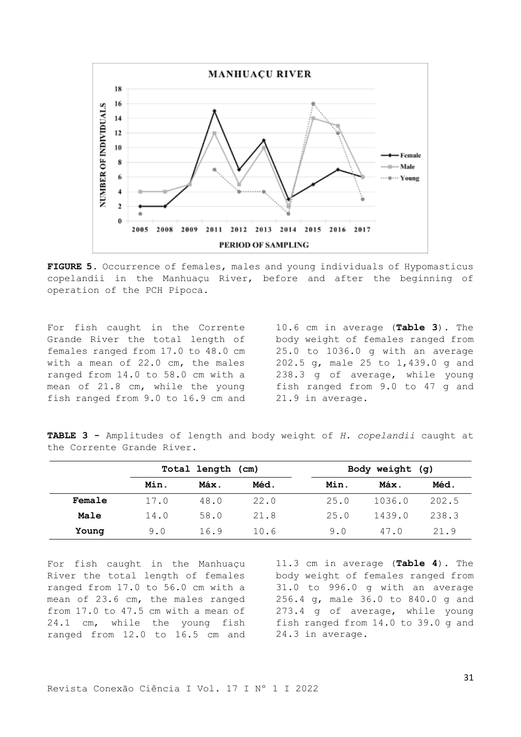MANHUAÇU RIVER

NUMBER OF INDIVIDUALS

18
16
14
12
10
8
6
4
2
0

2005 2008 2009 2011 2012 2013 2014 2015 2016 2017

PERIOD OF SAMPLING

Female
Male
Young

**FIGURE 5**. Occurrence of females, males and young individuals of Hypomasticus copelandii in the Manhuaçu River, before and after the beginning of operation of the PCH Pipoca.

For fish caught in the Corrente Grande River the total length of females ranged from 17.0 to 48.0 cm with a mean of 22.0 cm, the males ranged from 14.0 to 58.0 cm with a mean of 21.8 cm, while the young fish ranged from 9.0 to 16.9 cm and 10.6 cm in average (**Table 3**). The body weight of females ranged from 25.0 to 1036.0 g with an average 202.5 g, male 25 to 1,439.0 g and 238.3 g of average, while young fish ranged from 9.0 to 47 g and 21.9 in average.

**TABLE 3 -** Amplitudes of length and body weight of *H. copelandii* caught at the Corrente Grande River.

| | Total length (cm) | | | Body weight (g) | | |
|---|---|---|---|---|---|---|
| | **Min.** | **Máx.** | **Méd.** | **Min.** | **Máx.** | **Méd.** |
| **Female** | 17.0 | 48.0 | 22.0 | 25.0 | 1036.0 | 202.5 |
| **Male** | 14.0 | 58.0 | 21.8 | 25.0 | 1439.0 | 238.3 |
| **Young** | 9.0 | 16.9 | 10.6 | 9.0 | 47.0 | 21.9 |

For fish caught in the Manhuaçu River the total length of females ranged from 17.0 to 56.0 cm with a mean of 23.6 cm, the males ranged from 17.0 to 47.5 cm with a mean of 24.1 cm, while the young fish ranged from 12.0 to 16.5 cm and 11.3 cm in average (**Table 4**). The body weight of females ranged from 31.0 to 996.0 g with an average 256.4 g, male 36.0 to 840.0 g and 273.4 g of average, while young fish ranged from 14.0 to 39.0 g and 24.3 in average.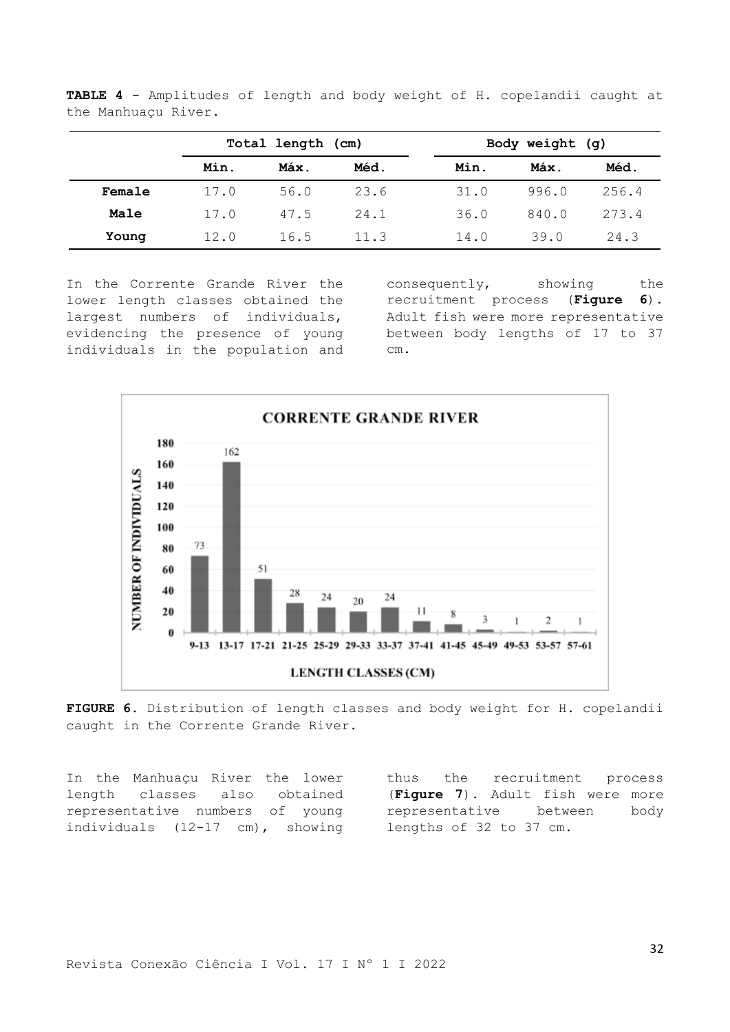**TABLE 4** - Amplitudes of length and body weight of H. copelandii caught at the Manhuaçu River.

| | Total length (cm) | | | Body weight (g) | | |
|---|---|---|---|---|---|---|
| | Min. | Máx. | Méd. | Min. | Máx. | Méd. |
| **Female** | 17.0 | 56.0 | 23.6 | 31.0 | 996.0 | 256.4 |
| **Male** | 17.0 | 47.5 | 24.1 | 36.0 | 840.0 | 273.4 |
| **Young** | 12.0 | 16.5 | 11.3 | 14.0 | 39.0 | 24.3 |

In the Corrente Grande River the lower length classes obtained the largest numbers of individuals, evidencing the presence of young individuals in the population and consequently, showing the recruitment process (**Figure 6**). Adult fish were more representative between body lengths of 17 to 37 cm.

CORRENTE GRANDE RIVER

NUMBER OF INDIVIDUALS

0
20
40
60
80
100
120
140
160
180

73
162
51
28
24
20
24
11
8
3
1
2
1

9-13 13-17 17-21 21-25 25-29 29-33 33-37 37-41 41-45 45-49 49-53 53-57 57-61

LENGTH CLASSES (CM)

**FIGURE 6.** Distribution of length classes and body weight for H. copelandii caught in the Corrente Grande River.

In the Manhuaçu River the lower length classes also obtained representative numbers of young individuals (12-17 cm), showing thus the recruitment process (**Figure 7**). Adult fish were more representative between body lengths of 32 to 37 cm.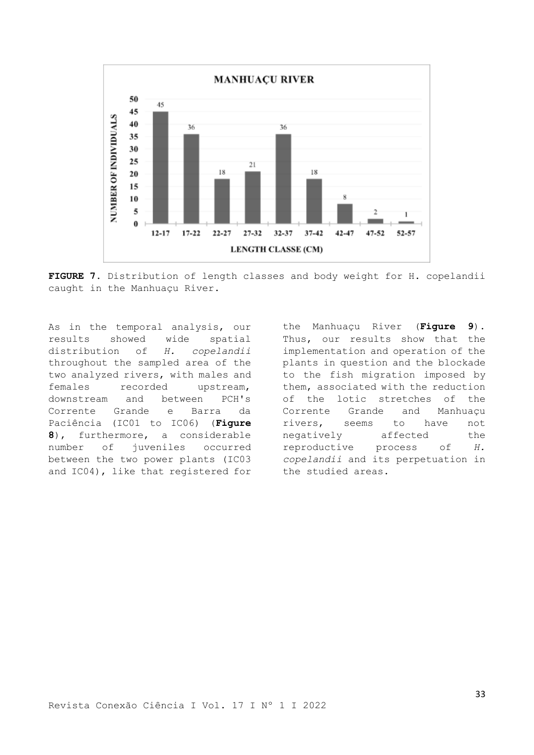MANHUAÇU RIVER

NUMBER OF INDIVIDUALS

50
45
40
35
30
25
20
15
10
5
0

45
36
18
21
36
18
8
2
1

12-17
17-22
22-27
27-32
32-37
37-42
42-47
47-52
52-57

LENGTH CLASSE (CM)

**FIGURE 7**. Distribution of length classes and body weight for H. copelandii caught in the Manhuaçu River.

As in the temporal analysis, our results showed wide spatial distribution of *H. copelandii* throughout the sampled area of the two analyzed rivers, with males and females recorded upstream, downstream and between PCH's Corrente Grande e Barra da Paciência (IC01 to IC06) (**Figure 8**), furthermore, a considerable number of juveniles occurred between the two power plants (IC03 and IC04), like that registered for the Manhuaçu River (**Figure 9**). Thus, our results show that the implementation and operation of the plants in question and the blockade to the fish migration imposed by them, associated with the reduction of the lotic stretches of the Corrente Grande and Manhuaçu rivers, seems to have not negatively affected the reproductive process of *H. copelandii* and its perpetuation in the studied areas.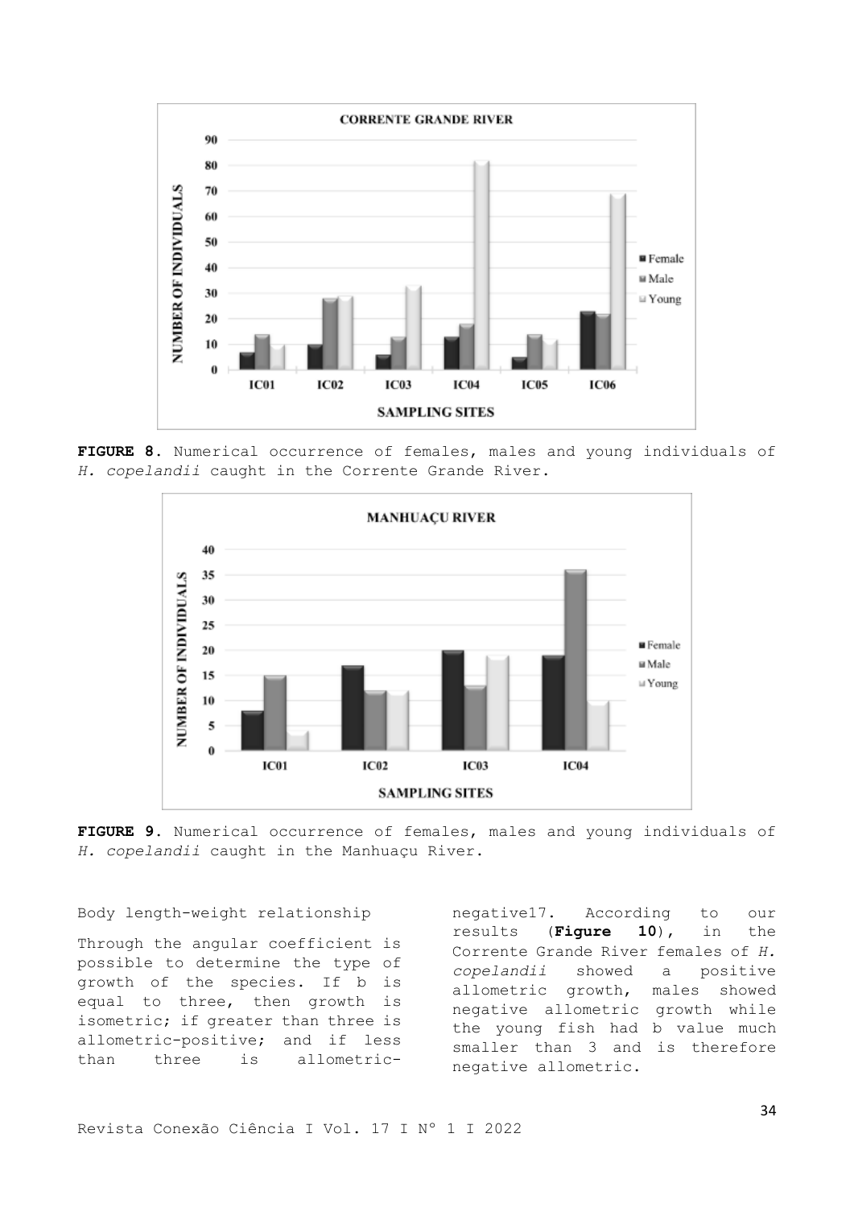CORRENTE GRANDE RIVER

NUMBER OF INDIVIDUALS

90
80
70
60
50
40
30
20
10
0

IC01 IC02 IC03 IC04 IC05 IC06

SAMPLING SITES

Female
Male
Young

**FIGURE 8**. Numerical occurrence of females, males and young individuals of *H. copelandii* caught in the Corrente Grande River.

MANHUAÇU RIVER

NUMBER OF INDIVIDUALS

40
35
30
25
20
15
10
5
0

IC01 IC02 IC03 IC04

SAMPLING SITES

Female
Male
Young

**FIGURE 9**. Numerical occurrence of females, males and young individuals of *H. copelandii* caught in the Manhuaçu River.

Body length-weight relationship

Through the angular coefficient is possible to determine the type of growth of the species. If b is equal to three, then growth is isometric; if greater than three is allometric-positive; and if less than three is allometric-negative17. According to our results (**Figure 10**), in the Corrente Grande River females of *H. copelandii* showed a positive allometric growth, males showed negative allometric growth while the young fish had b value much smaller than 3 and is therefore negative allometric.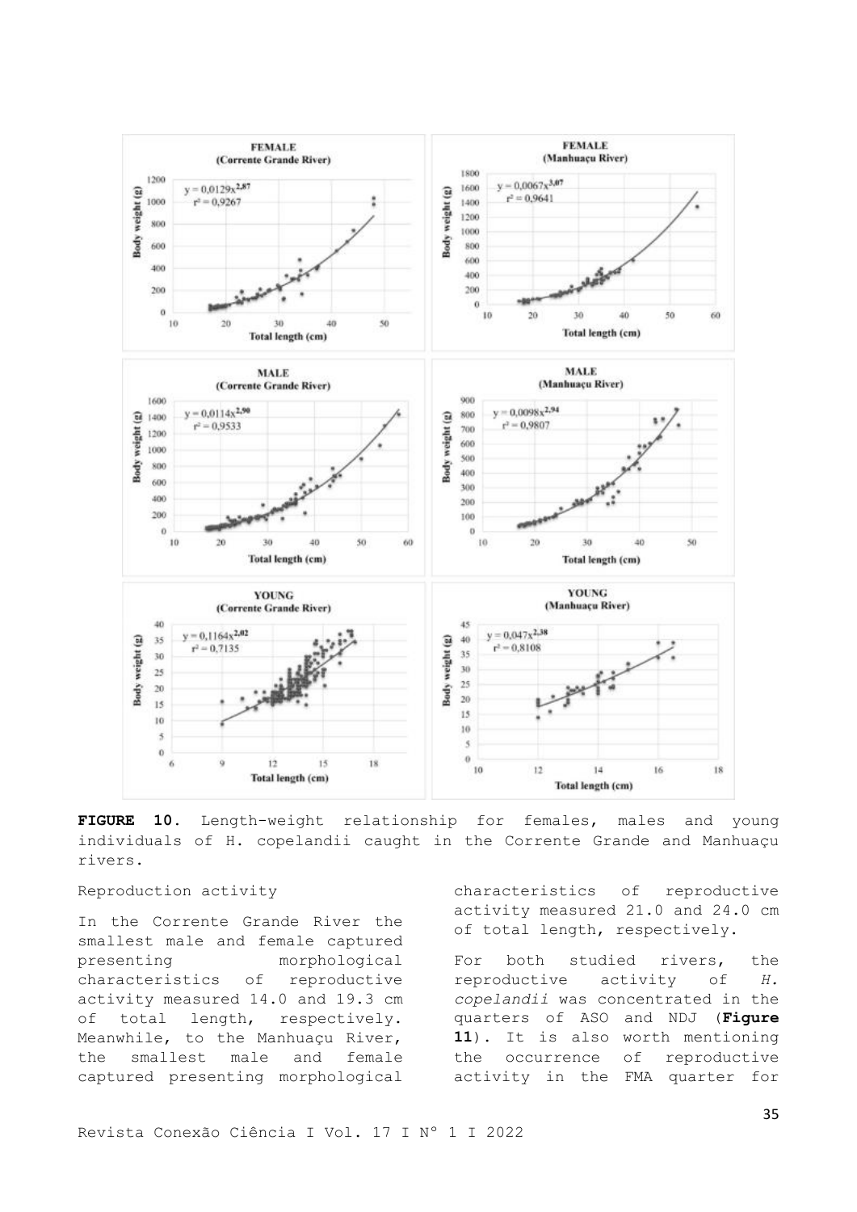FEMALE
(Corrente Grande River)

$y = 0,0129x^{2,87}$
$r^2 = 0,9267$

Body weight (g)
Total length (cm)

FEMALE
(Manhuaçu River)

$y = 0,0067x^{3,07}$
$r^2 = 0,9641$

Body weight (g)
Total length (cm)

MALE
(Corrente Grande River)

$y = 0,0114x^{2,90}$
$r^2 = 0,9533$

Body weight (g)
Total length (cm)

MALE
(Manhuaçu River)

$y = 0,0098x^{2,94}$
$r^2 = 0,9807$

Body weight (g)
Total length (cm)

YOUNG
(Corrente Grande River)

$y = 0,1164x^{2,02}$
$r^2 = 0,7135$

Body weight (g)
Total length (cm)

YOUNG
(Manhuaçu River)

$y = 0,047x^{2,38}$
$r^2 = 0,8108$

Body weight (g)
Total length (cm)

**FIGURE 10**. Length-weight relationship for females, males and young individuals of H. copelandii caught in the Corrente Grande and Manhuaçu rivers.

Reproduction activity

In the Corrente Grande River the smallest male and female captured presenting morphological characteristics of reproductive activity measured 14.0 and 19.3 cm of total length, respectively. Meanwhile, to the Manhuaçu River, the smallest male and female captured presenting morphological characteristics of reproductive activity measured 21.0 and 24.0 cm of total length, respectively.

For both studied rivers, the reproductive activity of *H. copelandii* was concentrated in the quarters of ASO and NDJ (**Figure 11**). It is also worth mentioning the occurrence of reproductive activity in the FMA quarter for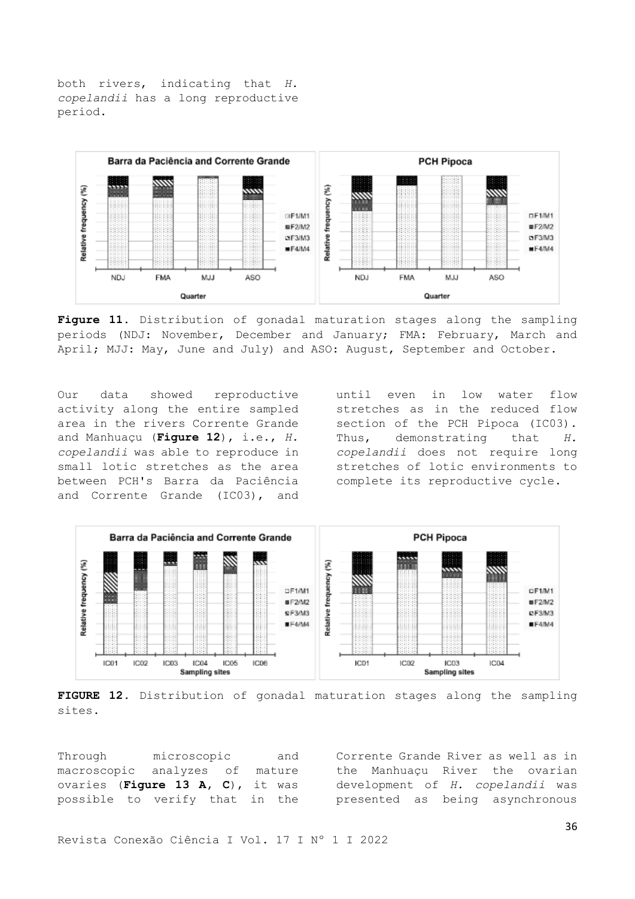both rivers, indicating that *H. copelandii* has a long reproductive period.

Barra da Paciência and Corrente Grande

Relative frequency (%)

NDJ FMA MJJ ASO

Quarter

F1/M1
F2/M2
F3/M3
F4/M4

PCH Pipoca

Relative frequency (%)

NDJ FMA MJJ ASO

Quarter

F1/M1
F2/M2
F3/M3
F4/M4

**Figure 11.** Distribution of gonadal maturation stages along the sampling periods (NDJ: November, December and January; FMA: February, March and April; MJJ: May, June and July) and ASO: August, September and October.

Our data showed reproductive activity along the entire sampled area in the rivers Corrente Grande and Manhuaçu (**Figure 12**), i.e., *H. copelandii* was able to reproduce in small lotic stretches as the area between PCH's Barra da Paciência and Corrente Grande (IC03), and until even in low water flow stretches as in the reduced flow section of the PCH Pipoca (IC03). Thus, demonstrating that *H. copelandii* does not require long stretches of lotic environments to complete its reproductive cycle.

Barra da Paciência and Corrente Grande

Relative frequency (%)

IC01 IC02 IC03 IC04 IC05 IC06

Sampling sites

F1/M1
F2/M2
F3/M3
F4/M4

PCH Pipoca

Relative frequency (%)

IC01 IC02 IC03 IC04

Sampling sites

F1/M1
F2/M2
F3/M3
F4/M4

**FIGURE 12.** Distribution of gonadal maturation stages along the sampling sites.

Through microscopic and macroscopic analyzes of mature ovaries (**Figure 13 A, C**), it was possible to verify that in the Corrente Grande River as well as in the Manhuaçu River the ovarian development of *H. copelandii* was presented as being asynchronous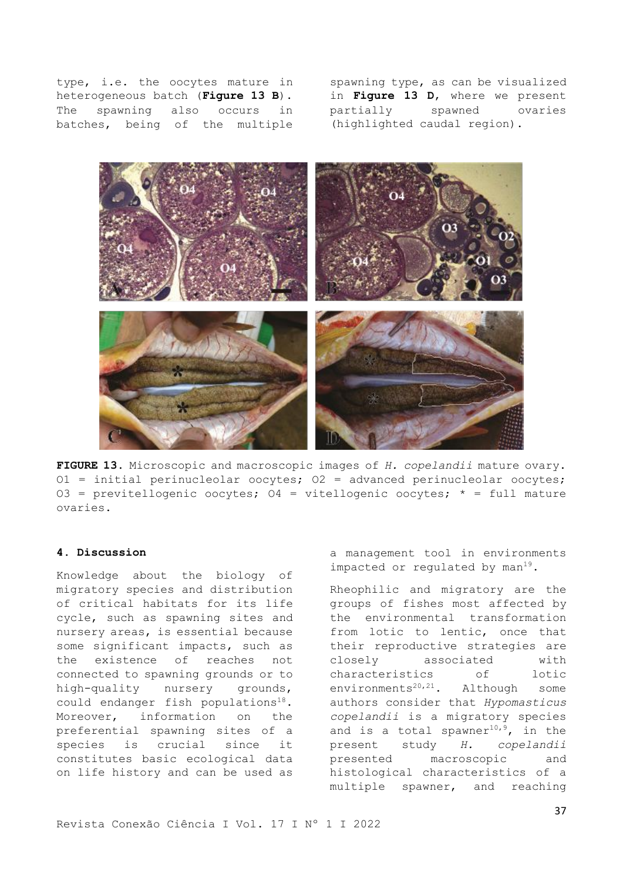type, i.e. the oocytes mature in heterogeneous batch (**Figure 13 B**). The spawning also occurs in batches, being of the multiple spawning type, as can be visualized in **Figure 13 D**, where we present partially spawned ovaries (highlighted caudal region).

**FIGURE 13.** Microscopic and macroscopic images of *H. copelandii* mature ovary. O1 = initial perinucleolar oocytes; O2 = advanced perinucleolar oocytes; O3 = previtellogenic oocytes; O4 = vitellogenic oocytes; * = full mature ovaries.

## 4. Discussion

Knowledge about the biology of migratory species and distribution of critical habitats for its life cycle, such as spawning sites and nursery areas, is essential because some significant impacts, such as the existence of reaches not connected to spawning grounds or to high-quality nursery grounds, could endanger fish populations[18]. Moreover, information on the preferential spawning sites of a species is crucial since it constitutes basic ecological data on life history and can be used as a management tool in environments impacted or regulated by man[19].

Rheophilic and migratory are the groups of fishes most affected by the environmental transformation from lotic to lentic, once that their reproductive strategies are closely associated with characteristics of lotic environments[20,21]. Although some authors consider that *Hypomasticus copelandii* is a migratory species and is a total spawner[10,9], in the present study *H. copelandii* presented macroscopic and histological characteristics of a multiple spawner, and reaching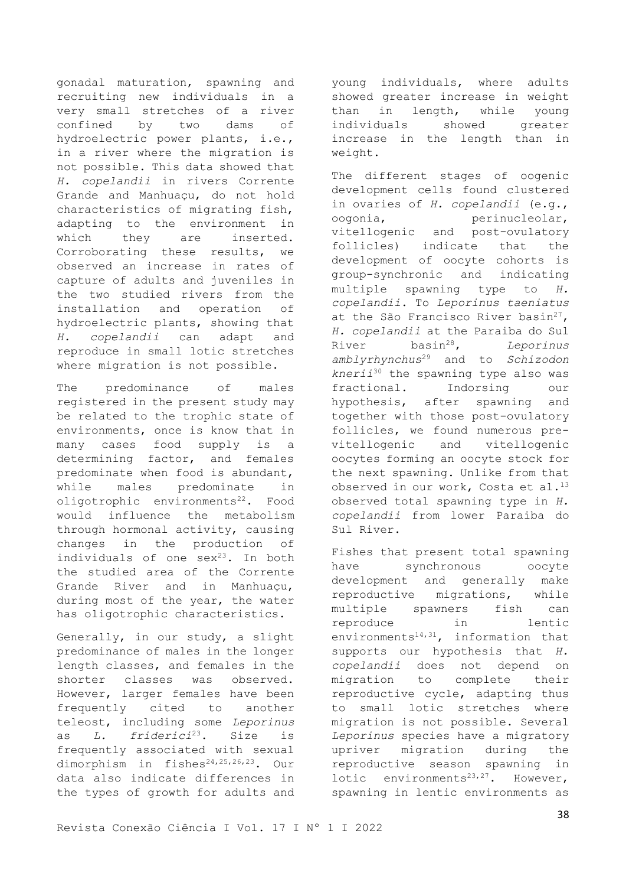gonadal maturation, spawning and recruiting new individuals in a very small stretches of a river confined by two dams of hydroelectric power plants, i.e., in a river where the migration is not possible. This data showed that *H. copelandii* in rivers Corrente Grande and Manhuaçu, do not hold characteristics of migrating fish, adapting to the environment in which they are inserted. Corroborating these results, we observed an increase in rates of capture of adults and juveniles in the two studied rivers from the installation and operation of hydroelectric plants, showing that *H. copelandii* can adapt and reproduce in small lotic stretches where migration is not possible.

The predominance of males registered in the present study may be related to the trophic state of environments, once is know that in many cases food supply is a determining factor, and females predominate when food is abundant, while males predominate in oligotrophic environments[22]. Food would influence the metabolism through hormonal activity, causing changes in the production of individuals of one sex[23]. In both the studied area of the Corrente Grande River and in Manhuaçu, during most of the year, the water has oligotrophic characteristics.

Generally, in our study, a slight predominance of males in the longer length classes, and females in the shorter classes was observed. However, larger females have been frequently cited to another teleost, including some *Leporinus* as *L. friderici*[23]. Size is frequently associated with sexual dimorphism in fishes[24,25,26,23]. Our data also indicate differences in the types of growth for adults and young individuals, where adults showed greater increase in weight than in length, while young individuals showed greater increase in the length than in weight.

The different stages of oogenic development cells found clustered in ovaries of *H. copelandii* (e.g., oogonia, perinucleolar, vitellogenic and post-ovulatory follicles) indicate that the development of oocyte cohorts is group-synchronic and indicating multiple spawning type to *H. copelandii*. To *Leporinus taeniatus* at the São Francisco River basin[27], *H. copelandii* at the Paraiba do Sul River basin[28], *Leporinus amblyrhynchus*[29] and to *Schizodon knerii*[30] the spawning type also was fractional. Indorsing our hypothesis, after spawning and together with those post-ovulatory follicles, we found numerous pre-vitellogenic and vitellogenic oocytes forming an oocyte stock for the next spawning. Unlike from that observed in our work, Costa et al.[13] observed total spawning type in *H. copelandii* from lower Paraiba do Sul River.

Fishes that present total spawning have synchronous oocyte development and generally make reproductive migrations, while multiple spawners fish can reproduce in lentic environments[14,31], information that supports our hypothesis that *H. copelandii* does not depend on migration to complete their reproductive cycle, adapting thus to small lotic stretches where migration is not possible. Several *Leporinus* species have a migratory upriver migration during the reproductive season spawning in lotic environments[23,27]. However, spawning in lentic environments as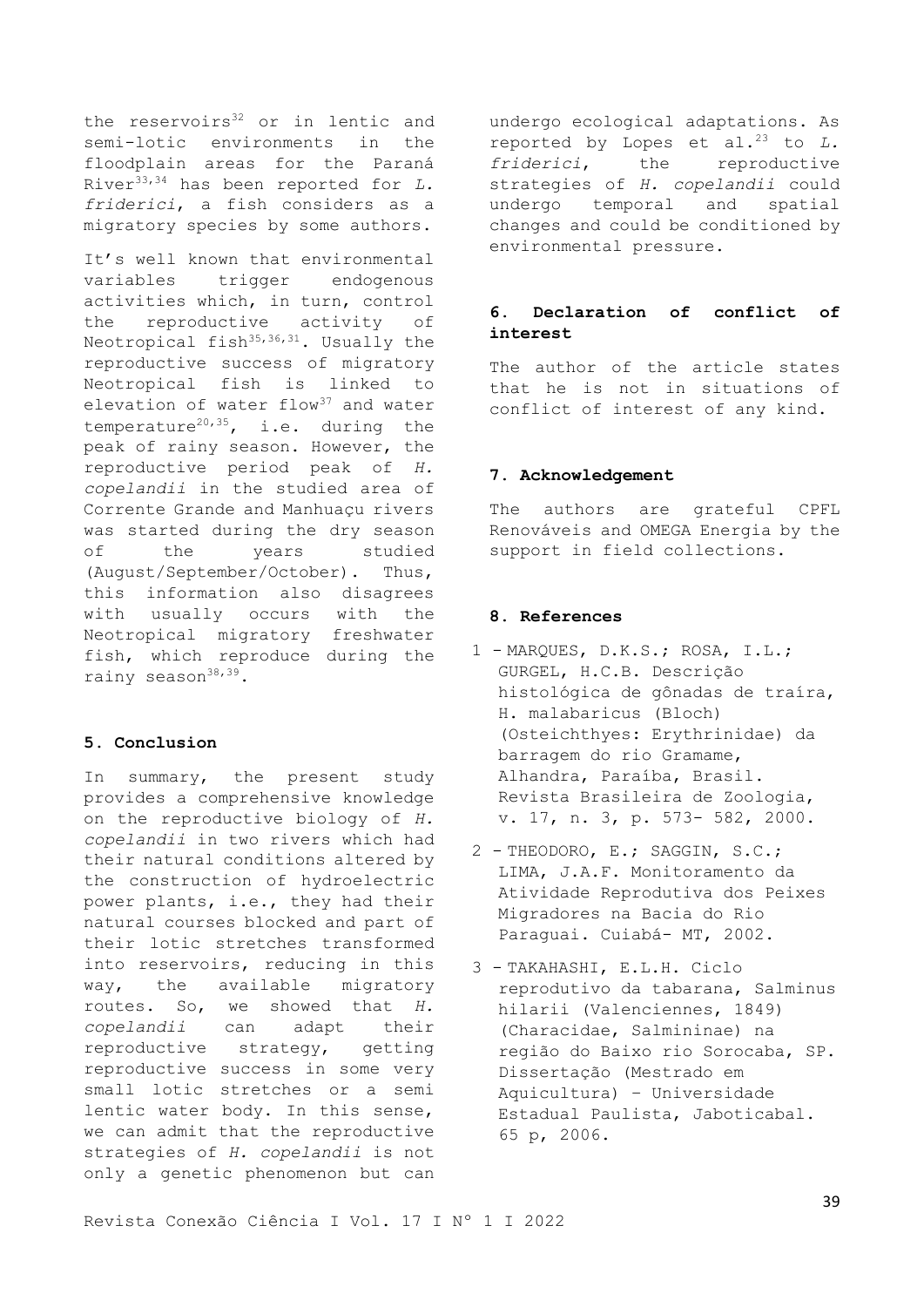the reservoirs[32] or in lentic and semi-lotic environments in the floodplain areas for the Paraná River[33,34] has been reported for *L. friderici*, a fish considers as a migratory species by some authors.

It's well known that environmental variables trigger endogenous activities which, in turn, control the reproductive activity of Neotropical fish[35,36,31]. Usually the reproductive success of migratory Neotropical fish is linked to elevation of water flow[37] and water temperature[20,35], i.e. during the peak of rainy season. However, the reproductive period peak of *H. copelandii* in the studied area of Corrente Grande and Manhuaçu rivers was started during the dry season of the years studied (August/September/October). Thus, this information also disagrees with usually occurs with the Neotropical migratory freshwater fish, which reproduce during the rainy season[38,39].

## 5. Conclusion

In summary, the present study provides a comprehensive knowledge on the reproductive biology of *H. copelandii* in two rivers which had their natural conditions altered by the construction of hydroelectric power plants, i.e., they had their natural courses blocked and part of their lotic stretches transformed into reservoirs, reducing in this way, the available migratory routes. So, we showed that *H. copelandii* can adapt their reproductive strategy, getting reproductive success in some very small lotic stretches or a semi lentic water body. In this sense, we can admit that the reproductive strategies of *H. copelandii* is not only a genetic phenomenon but can undergo ecological adaptations. As reported by Lopes et al.[23] to *L. friderici*, the reproductive strategies of *H. copelandii* could undergo temporal and spatial changes and could be conditioned by environmental pressure.

## 6. Declaration of conflict of interest

The author of the article states that he is not in situations of conflict of interest of any kind.

## 7. Acknowledgement

The authors are grateful CPFL Renováveis and OMEGA Energia by the support in field collections.

## 8. References

1 - MARQUES, D.K.S.; ROSA, I.L.; GURGEL, H.C.B. Descrição histológica de gônadas de traíra, H. malabaricus (Bloch) (Osteichthyes: Erythrinidae) da barragem do rio Gramame, Alhandra, Paraíba, Brasil. Revista Brasileira de Zoologia, v. 17, n. 3, p. 573- 582, 2000.

2 - THEODORO, E.; SAGGIN, S.C.; LIMA, J.A.F. Monitoramento da Atividade Reprodutiva dos Peixes Migradores na Bacia do Rio Paraguai. Cuiabá- MT, 2002.

3 - TAKAHASHI, E.L.H. Ciclo reprodutivo da tabarana, Salminus hilarii (Valenciennes, 1849) (Characidae, Salmininae) na região do Baixo rio Sorocaba, SP. Dissertação (Mestrado em Aquicultura) – Universidade Estadual Paulista, Jaboticabal. 65 p, 2006.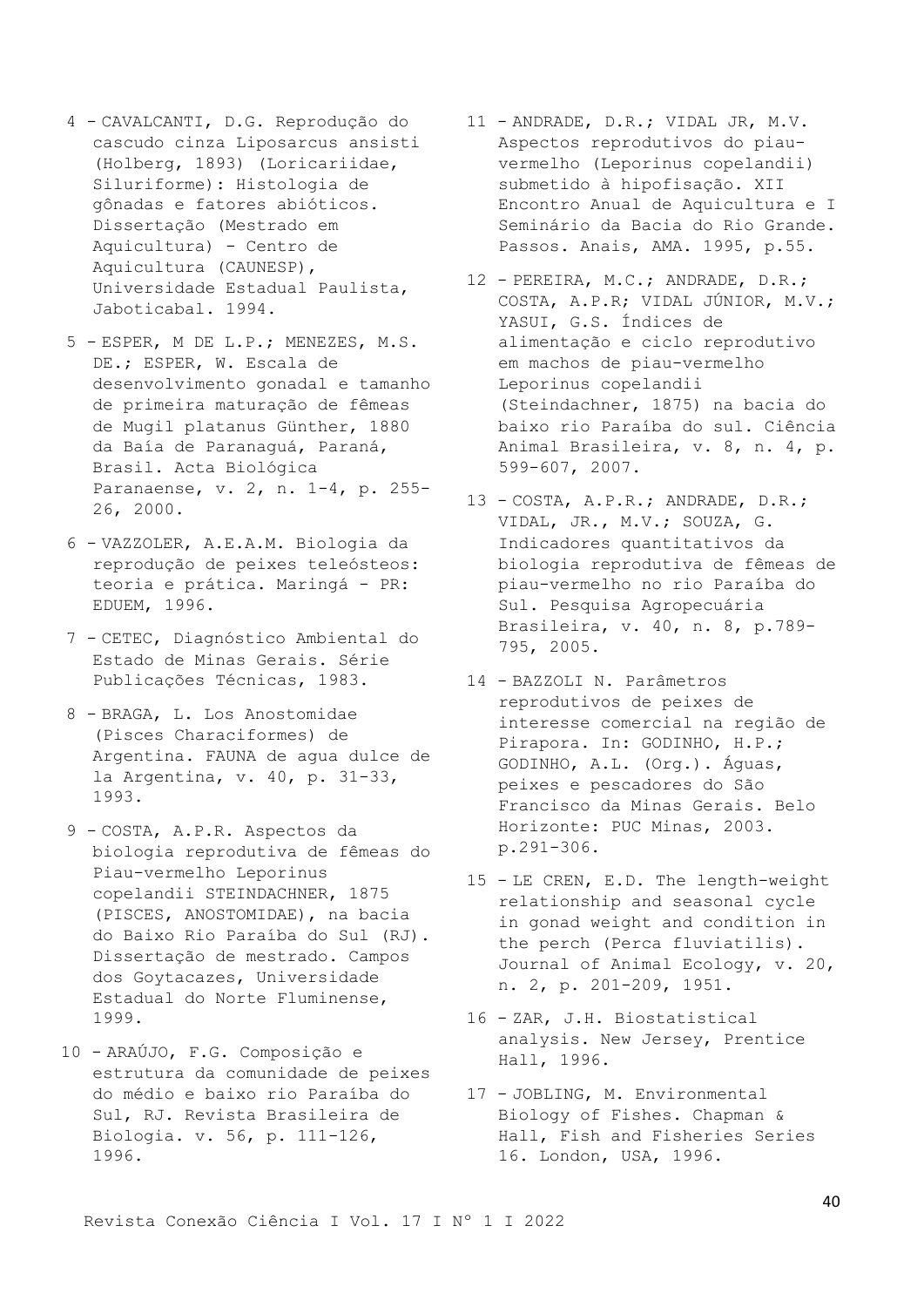4 - CAVALCANTI, D.G. Reprodução do cascudo cinza Liposarcus ansisti (Holberg, 1893) (Loricariidae, Siluriforme): Histologia de gônadas e fatores abióticos. Dissertação (Mestrado em Aquicultura) - Centro de Aquicultura (CAUNESP), Universidade Estadual Paulista, Jaboticabal. 1994.

5 - ESPER, M DE L.P.; MENEZES, M.S. DE.; ESPER, W. Escala de desenvolvimento gonadal e tamanho de primeira maturação de fêmeas de Mugil platanus Günther, 1880 da Baía de Paranaguá, Paraná, Brasil. Acta Biológica Paranaense, v. 2, n. 1-4, p. 255-26, 2000.

6 - VAZZOLER, A.E.A.M. Biologia da reprodução de peixes teleósteos: teoria e prática. Maringá - PR: EDUEM, 1996.

7 - CETEC, Diagnóstico Ambiental do Estado de Minas Gerais. Série Publicações Técnicas, 1983.

8 - BRAGA, L. Los Anostomidae (Pisces Characiformes) de Argentina. FAUNA de agua dulce de la Argentina, v. 40, p. 31-33, 1993.

9 - COSTA, A.P.R. Aspectos da biologia reprodutiva de fêmeas do Piau-vermelho Leporinus copelandii STEINDACHNER, 1875 (PISCES, ANOSTOMIDAE), na bacia do Baixo Rio Paraíba do Sul (RJ). Dissertação de mestrado. Campos dos Goytacazes, Universidade Estadual do Norte Fluminense, 1999.

10 - ARAÚJO, F.G. Composição e estrutura da comunidade de peixes do médio e baixo rio Paraíba do Sul, RJ. Revista Brasileira de Biologia. v. 56, p. 111-126, 1996.

11 - ANDRADE, D.R.; VIDAL JR, M.V. Aspectos reprodutivos do piau-vermelho (Leporinus copelandii) submetido à hipofisação. XII Encontro Anual de Aquicultura e I Seminário da Bacia do Rio Grande. Passos. Anais, AMA. 1995, p.55.

12 - PEREIRA, M.C.; ANDRADE, D.R.; COSTA, A.P.R; VIDAL JÚNIOR, M.V.; YASUI, G.S. Índices de alimentação e ciclo reprodutivo em machos de piau-vermelho Leporinus copelandii (Steindachner, 1875) na bacia do baixo rio Paraíba do sul. Ciência Animal Brasileira, v. 8, n. 4, p. 599-607, 2007.

13 - COSTA, A.P.R.; ANDRADE, D.R.; VIDAL, JR., M.V.; SOUZA, G. Indicadores quantitativos da biologia reprodutiva de fêmeas de piau-vermelho no rio Paraíba do Sul. Pesquisa Agropecuária Brasileira, v. 40, n. 8, p.789-795, 2005.

14 - BAZZOLI N. Parâmetros reprodutivos de peixes de interesse comercial na região de Pirapora. In: GODINHO, H.P.; GODINHO, A.L. (Org.). Águas, peixes e pescadores do São Francisco da Minas Gerais. Belo Horizonte: PUC Minas, 2003. p.291-306.

15 - LE CREN, E.D. The length-weight relationship and seasonal cycle in gonad weight and condition in the perch (Perca fluviatilis). Journal of Animal Ecology, v. 20, n. 2, p. 201-209, 1951.

16 - ZAR, J.H. Biostatistical analysis. New Jersey, Prentice Hall, 1996.

17 - JOBLING, M. Environmental Biology of Fishes. Chapman & Hall, Fish and Fisheries Series 16. London, USA, 1996.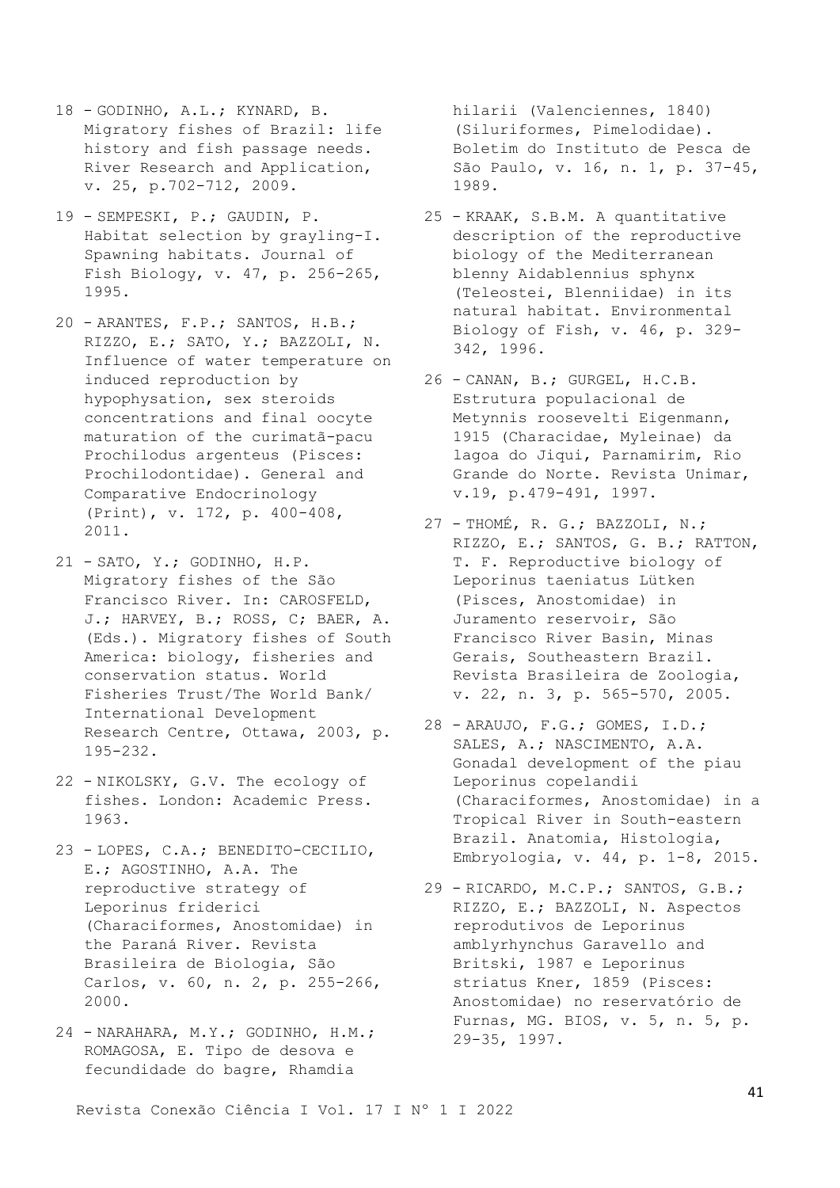18 - GODINHO, A.L.; KYNARD, B. Migratory fishes of Brazil: life history and fish passage needs. River Research and Application, v. 25, p.702-712, 2009.

19 - SEMPESKI, P.; GAUDIN, P. Habitat selection by grayling-I. Spawning habitats. Journal of Fish Biology, v. 47, p. 256-265, 1995.

20 - ARANTES, F.P.; SANTOS, H.B.; RIZZO, E.; SATO, Y.; BAZZOLI, N. Influence of water temperature on induced reproduction by hypophysation, sex steroids concentrations and final oocyte maturation of the curimatã-pacu Prochilodus argenteus (Pisces: Prochilodontidae). General and Comparative Endocrinology (Print), v. 172, p. 400-408, 2011.

21 - SATO, Y.; GODINHO, H.P. Migratory fishes of the São Francisco River. In: CAROSFELD, J.; HARVEY, B.; ROSS, C; BAER, A. (Eds.). Migratory fishes of South America: biology, fisheries and conservation status. World Fisheries Trust/The World Bank/ International Development Research Centre, Ottawa, 2003, p. 195-232.

22 - NIKOLSKY, G.V. The ecology of fishes. London: Academic Press. 1963.

23 - LOPES, C.A.; BENEDITO-CECILIO, E.; AGOSTINHO, A.A. The reproductive strategy of Leporinus friderici (Characiformes, Anostomidae) in the Paraná River. Revista Brasileira de Biologia, São Carlos, v. 60, n. 2, p. 255-266, 2000.

24 - NARAHARA, M.Y.; GODINHO, H.M.; ROMAGOSA, E. Tipo de desova e fecundidade do bagre, Rhamdia hilarii (Valenciennes, 1840) (Siluriformes, Pimelodidae). Boletim do Instituto de Pesca de São Paulo, v. 16, n. 1, p. 37-45, 1989.

25 - KRAAK, S.B.M. A quantitative description of the reproductive biology of the Mediterranean blenny Aidablennius sphynx (Teleostei, Blenniidae) in its natural habitat. Environmental Biology of Fish, v. 46, p. 329-342, 1996.

26 - CANAN, B.; GURGEL, H.C.B. Estrutura populacional de Metynnis roosevelti Eigenmann, 1915 (Characidae, Myleinae) da lagoa do Jiqui, Parnamirim, Rio Grande do Norte. Revista Unimar, v.19, p.479-491, 1997.

27 - THOMÉ, R. G.; BAZZOLI, N.; RIZZO, E.; SANTOS, G. B.; RATTON, T. F. Reproductive biology of Leporinus taeniatus Lütken (Pisces, Anostomidae) in Juramento reservoir, São Francisco River Basin, Minas Gerais, Southeastern Brazil. Revista Brasileira de Zoologia, v. 22, n. 3, p. 565-570, 2005.

28 - ARAUJO, F.G.; GOMES, I.D.; SALES, A.; NASCIMENTO, A.A. Gonadal development of the piau Leporinus copelandii (Characiformes, Anostomidae) in a Tropical River in South-eastern Brazil. Anatomia, Histologia, Embryologia, v. 44, p. 1-8, 2015.

29 - RICARDO, M.C.P.; SANTOS, G.B.; RIZZO, E.; BAZZOLI, N. Aspectos reprodutivos de Leporinus amblyrhynchus Garavello and Britski, 1987 e Leporinus striatus Kner, 1859 (Pisces: Anostomidae) no reservatório de Furnas, MG. BIOS, v. 5, n. 5, p. 29-35, 1997.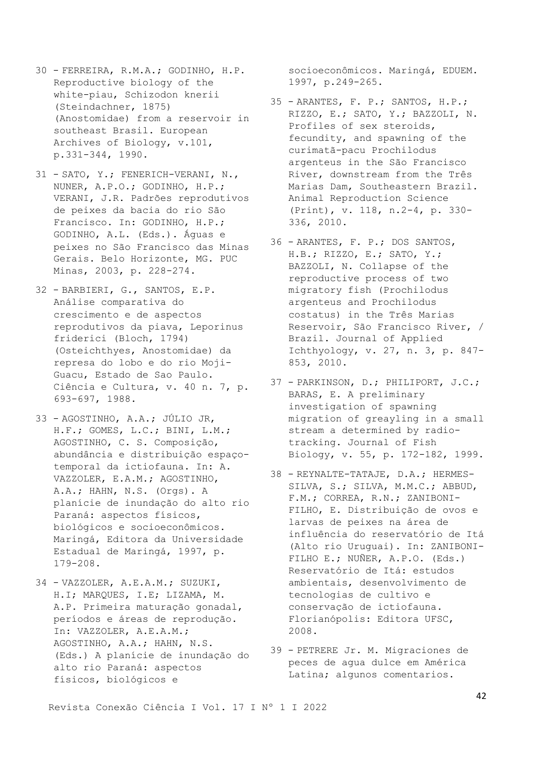30 - FERREIRA, R.M.A.; GODINHO, H.P. Reproductive biology of the white-piau, Schizodon knerii (Steindachner, 1875) (Anostomidae) from a reservoir in southeast Brasil. European Archives of Biology, v.101, p.331-344, 1990.

31 - SATO, Y.; FENERICH-VERANI, N., NUNER, A.P.O.; GODINHO, H.P.; VERANI, J.R. Padrões reprodutivos de peixes da bacia do rio São Francisco. In: GODINHO, H.P.; GODINHO, A.L. (Eds.). Águas e peixes no São Francisco das Minas Gerais. Belo Horizonte, MG. PUC Minas, 2003, p. 228-274.

32 - BARBIERI, G., SANTOS, E.P. Análise comparativa do crescimento e de aspectos reprodutivos da piava, Leporinus friderici (Bloch, 1794) (Osteichthyes, Anostomidae) da represa do lobo e do rio Moji-Guacu, Estado de Sao Paulo. Ciência e Cultura, v. 40 n. 7, p. 693-697, 1988.

33 - AGOSTINHO, A.A.; JÚLIO JR, H.F.; GOMES, L.C.; BINI, L.M.; AGOSTINHO, C. S. Composição, abundância e distribuição espaço-temporal da ictiofauna. In: A. VAZZOLER, E.A.M.; AGOSTINHO, A.A.; HAHN, N.S. (Orgs). A planície de inundação do alto rio Paraná: aspectos físicos, biológicos e socioeconômicos. Maringá, Editora da Universidade Estadual de Maringá, 1997, p. 179-208.

34 - VAZZOLER, A.E.A.M.; SUZUKI, H.I; MARQUES, I.E; LIZAMA, M. A.P. Primeira maturação gonadal, períodos e áreas de reprodução. In: VAZZOLER, A.E.A.M.; AGOSTINHO, A.A.; HAHN, N.S. (Eds.) A planície de inundação do alto rio Paraná: aspectos físicos, biológicos e socioeconômicos. Maringá, EDUEM. 1997, p.249-265.

35 - ARANTES, F. P.; SANTOS, H.P.; RIZZO, E.; SATO, Y.; BAZZOLI, N. Profiles of sex steroids, fecundity, and spawning of the curimatã-pacu Prochilodus argenteus in the São Francisco River, downstream from the Três Marias Dam, Southeastern Brazil. Animal Reproduction Science (Print), v. 118, n.2-4, p. 330-336, 2010.

36 - ARANTES, F. P.; DOS SANTOS, H.B.; RIZZO, E.; SATO, Y.; BAZZOLI, N. Collapse of the reproductive process of two migratory fish (Prochilodus argenteus and Prochilodus costatus) in the Três Marias Reservoir, São Francisco River, / Brazil. Journal of Applied Ichthyology, v. 27, n. 3, p. 847-853, 2010.

37 - PARKINSON, D.; PHILIPORT, J.C.; BARAS, E. A preliminary investigation of spawning migration of greayling in a small stream a determined by radio-tracking. Journal of Fish Biology, v. 55, p. 172-182, 1999.

38 - REYNALTE-TATAJE, D.A.; HERMES-SILVA, S.; SILVA, M.M.C.; ABBUD, F.M.; CORREA, R.N.; ZANIBONI-FILHO, E. Distribuição de ovos e larvas de peixes na área de influência do reservatório de Itá (Alto rio Uruguai). In: ZANIBONI-FILHO E.; NUÑER, A.P.O. (Eds.) Reservatório de Itá: estudos ambientais, desenvolvimento de tecnologias de cultivo e conservação de ictiofauna. Florianópolis: Editora UFSC, 2008.

39 - PETRERE Jr. M. Migraciones de peces de agua dulce em América Latina; algunos comentarios.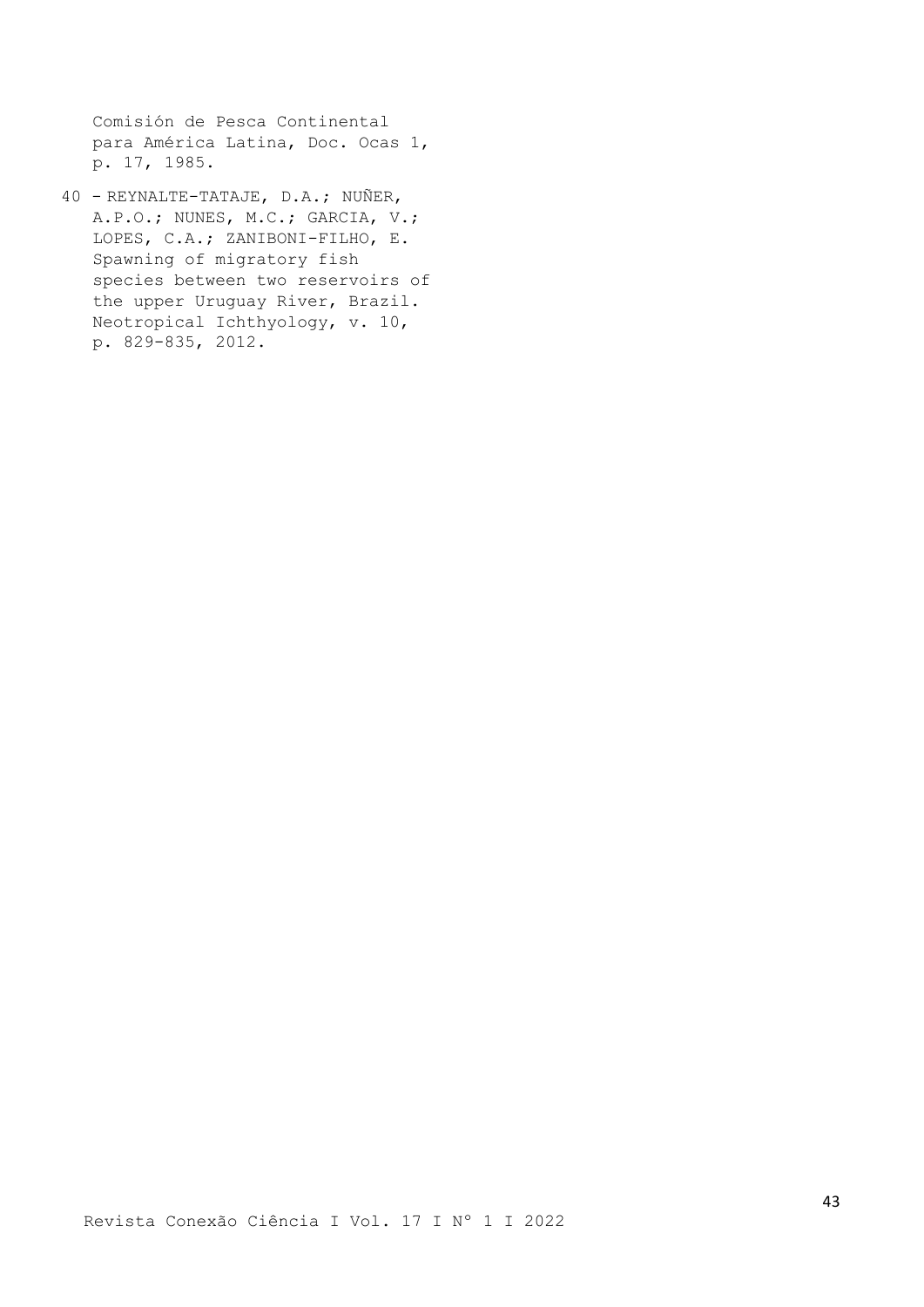Comisión de Pesca Continental para América Latina, Doc. Ocas 1, p. 17, 1985.

40 - REYNALTE-TATAJE, D.A.; NUÑER, A.P.O.; NUNES, M.C.; GARCIA, V.; LOPES, C.A.; ZANIBONI-FILHO, E. Spawning of migratory fish species between two reservoirs of the upper Uruguay River, Brazil. Neotropical Ichthyology, v. 10, p. 829-835, 2012.